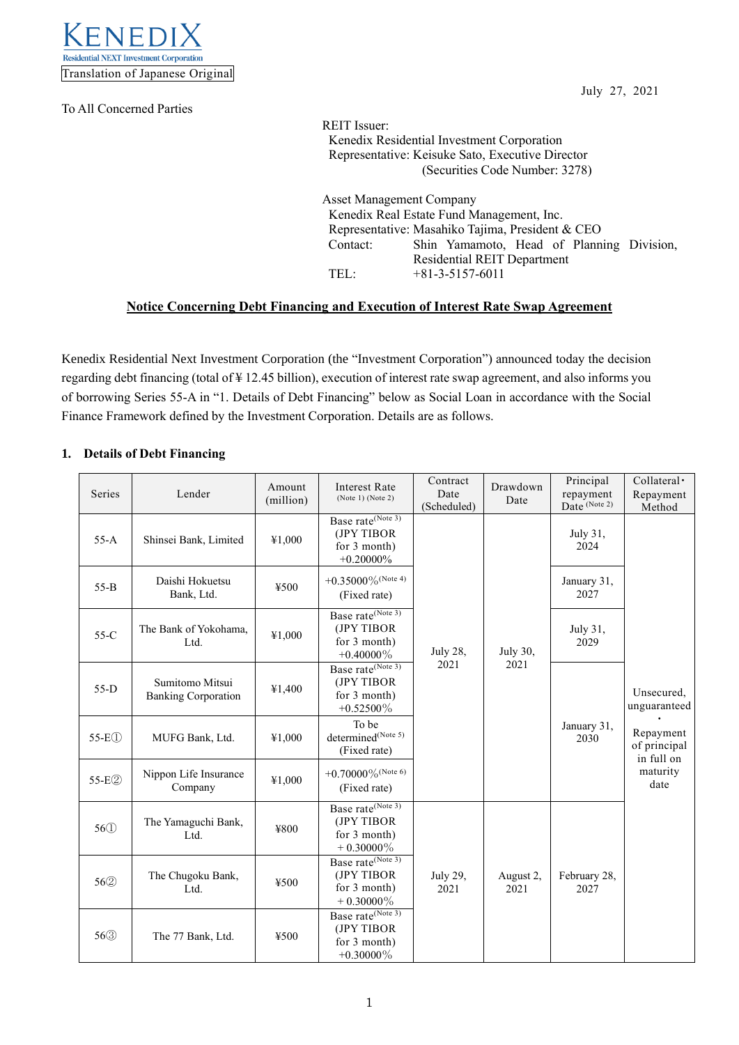KENEDIX
Residential NEXT Investment Corporation

Translation of Japanese Original

July 27, 2021

To All Concerned Parties

REIT Issuer:
Kenedix Residential Investment Corporation
Representative: Keisuke Sato, Executive Director
(Securities Code Number: 3278)

Asset Management Company
Kenedix Real Estate Fund Management, Inc.
Representative: Masahiko Tajima, President & CEO
Contact: Shin Yamamoto, Head of Planning Division, Residential REIT Department
TEL: +81-3-5157-6011

## Notice Concerning Debt Financing and Execution of Interest Rate Swap Agreement

Kenedix Residential Next Investment Corporation (the "Investment Corporation") announced today the decision regarding debt financing (total of ¥ 12.45 billion), execution of interest rate swap agreement, and also informs you of borrowing Series 55-A in "1. Details of Debt Financing" below as Social Loan in accordance with the Social Finance Framework defined by the Investment Corporation. Details are as follows.

### 1. Details of Debt Financing

| Series | Lender | Amount (million) | Interest Rate (Note 1) (Note 2) | Contract Date (Scheduled) | Drawdown Date | Principal repayment Date (Note 2) | Collateral・Repayment Method |
|---|---|---|---|---|---|---|---|
| 55-A | Shinsei Bank, Limited | ¥1,000 | Base rate (Note 3) (JPY TIBOR for 3 month) +0.20000% | July 28, 2021 | July 30, 2021 | July 31, 2024 | Unsecured, unguaranteed・Repayment of principal in full on maturity date |
| 55-B | Daishi Hokuetsu Bank, Ltd. | ¥500 | +0.35000% (Note 4) (Fixed rate) | | | January 31, 2027 | |
| 55-C | The Bank of Yokohama, Ltd. | ¥1,000 | Base rate (Note 3) (JPY TIBOR for 3 month) +0.40000% | | | July 31, 2029 | |
| 55-D | Sumitomo Mitsui Banking Corporation | ¥1,400 | Base rate (Note 3) (JPY TIBOR for 3 month) +0.52500% | | | January 31, 2030 | |
| 55-E① | MUFG Bank, Ltd. | ¥1,000 | To be determined (Note 5) (Fixed rate) | | | | |
| 55-E② | Nippon Life Insurance Company | ¥1,000 | +0.70000% (Note 6) (Fixed rate) | | | | |
| 56① | The Yamaguchi Bank, Ltd. | ¥800 | Base rate (Note 3) (JPY TIBOR for 3 month) + 0.30000% | July 29, 2021 | August 2, 2021 | February 28, 2027 | |
| 56② | The Chugoku Bank, Ltd. | ¥500 | Base rate (Note 3) (JPY TIBOR for 3 month) + 0.30000% | | | | |
| 56③ | The 77 Bank, Ltd. | ¥500 | Base rate (Note 3) (JPY TIBOR for 3 month) +0.30000% | | | | |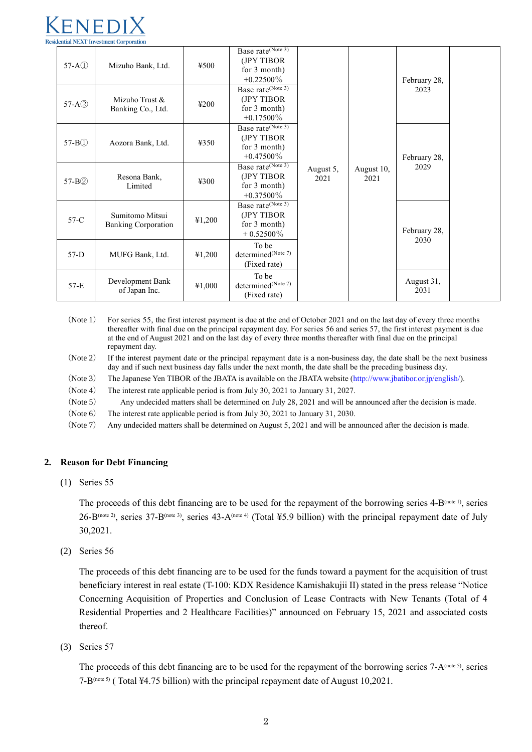| 57-A① | Mizuho Bank, Ltd. | ¥500 | Base rate(Note 3) (JPY TIBOR for 3 month) +0.22500% | August 5, 2021 | August 10, 2021 | February 28, 2023 | |
|---|---|---|---|---|---|---|---|
| 57-A② | Mizuho Trust & Banking Co., Ltd. | ¥200 | Base rate(Note 3) (JPY TIBOR for 3 month) +0.17500% | | | | |
| 57-B① | Aozora Bank, Ltd. | ¥350 | Base rate(Note 3) (JPY TIBOR for 3 month) +0.47500% | | | February 28, 2029 | |
| 57-B② | Resona Bank, Limited | ¥300 | Base rate(Note 3) (JPY TIBOR for 3 month) +0.37500% | | | | |
| 57-C | Sumitomo Mitsui Banking Corporation | ¥1,200 | Base rate(Note 3) (JPY TIBOR for 3 month) + 0.52500% | | | February 28, 2030 | |
| 57-D | MUFG Bank, Ltd. | ¥1,200 | To be determined(Note 7) (Fixed rate) | | | | |
| 57-E | Development Bank of Japan Inc. | ¥1,000 | To be determined(Note 7) (Fixed rate) | | | August 31, 2031 | |

(Note 1) For series 55, the first interest payment is due at the end of October 2021 and on the last day of every three months thereafter with final due on the principal repayment day. For series 56 and series 57, the first interest payment is due at the end of August 2021 and on the last day of every three months thereafter with final due on the principal repayment day.

(Note 2) If the interest payment date or the principal repayment date is a non-business day, the date shall be the next business day and if such next business day falls under the next month, the date shall be the preceding business day.

(Note 3) The Japanese Yen TIBOR of the JBATA is available on the JBATA website (http://www.jbatibor.or.jp/english/).

(Note 4) The interest rate applicable period is from July 30, 2021 to January 31, 2027.

(Note 5) Any undecided matters shall be determined on July 28, 2021 and will be announced after the decision is made.

(Note 6) The interest rate applicable period is from July 30, 2021 to January 31, 2030.

(Note 7) Any undecided matters shall be determined on August 5, 2021 and will be announced after the decision is made.

## 2. Reason for Debt Financing

(1) Series 55

The proceeds of this debt financing are to be used for the repayment of the borrowing series 4-B(note 1), series 26-B(note 2), series 37-B(note 3), series 43-A(note 4) (Total ¥5.9 billion) with the principal repayment date of July 30,2021.

(2) Series 56

The proceeds of this debt financing are to be used for the funds toward a payment for the acquisition of trust beneficiary interest in real estate (T-100: KDX Residence Kamishakujii II) stated in the press release "Notice Concerning Acquisition of Properties and Conclusion of Lease Contracts with New Tenants (Total of 4 Residential Properties and 2 Healthcare Facilities)" announced on February 15, 2021 and associated costs thereof.

(3) Series 57

The proceeds of this debt financing are to be used for the repayment of the borrowing series 7-A(note 5), series 7-B(note 5) ( Total ¥4.75 billion) with the principal repayment date of August 10,2021.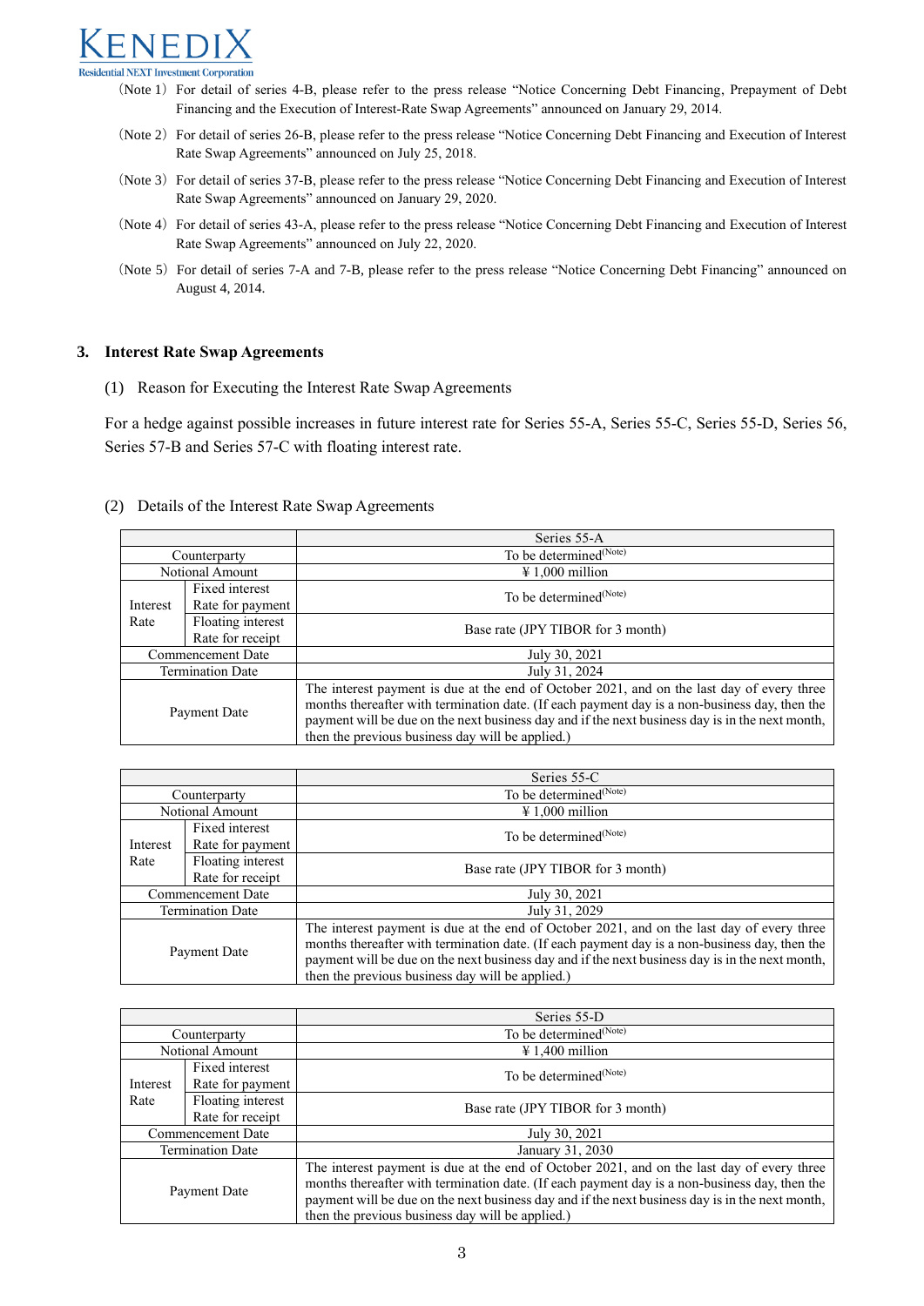(Note 1) For detail of series 4-B, please refer to the press release "Notice Concerning Debt Financing, Prepayment of Debt Financing and the Execution of Interest-Rate Swap Agreements" announced on January 29, 2014.

(Note 2) For detail of series 26-B, please refer to the press release "Notice Concerning Debt Financing and Execution of Interest Rate Swap Agreements" announced on July 25, 2018.

(Note 3) For detail of series 37-B, please refer to the press release "Notice Concerning Debt Financing and Execution of Interest Rate Swap Agreements" announced on January 29, 2020.

(Note 4) For detail of series 43-A, please refer to the press release "Notice Concerning Debt Financing and Execution of Interest Rate Swap Agreements" announced on July 22, 2020.

(Note 5) For detail of series 7-A and 7-B, please refer to the press release "Notice Concerning Debt Financing" announced on August 4, 2014.

## 3. Interest Rate Swap Agreements

(1) Reason for Executing the Interest Rate Swap Agreements

For a hedge against possible increases in future interest rate for Series 55-A, Series 55-C, Series 55-D, Series 56, Series 57-B and Series 57-C with floating interest rate.

(2) Details of the Interest Rate Swap Agreements

| | | Series 55-A |
|---|---|---|
| Counterparty | | To be determined(Note) |
| Notional Amount | | ¥ 1,000 million |
| Interest Rate | Fixed interest Rate for payment | To be determined(Note) |
| | Floating interest Rate for receipt | Base rate (JPY TIBOR for 3 month) |
| Commencement Date | | July 30, 2021 |
| Termination Date | | July 31, 2024 |
| Payment Date | | The interest payment is due at the end of October 2021, and on the last day of every three months thereafter with termination date. (If each payment day is a non-business day, then the payment will be due on the next business day and if the next business day is in the next month, then the previous business day will be applied.) |

| | | Series 55-C |
|---|---|---|
| Counterparty | | To be determined(Note) |
| Notional Amount | | ¥ 1,000 million |
| Interest Rate | Fixed interest Rate for payment | To be determined(Note) |
| | Floating interest Rate for receipt | Base rate (JPY TIBOR for 3 month) |
| Commencement Date | | July 30, 2021 |
| Termination Date | | July 31, 2029 |
| Payment Date | | The interest payment is due at the end of October 2021, and on the last day of every three months thereafter with termination date. (If each payment day is a non-business day, then the payment will be due on the next business day and if the next business day is in the next month, then the previous business day will be applied.) |

| | | Series 55-D |
|---|---|---|
| Counterparty | | To be determined(Note) |
| Notional Amount | | ¥ 1,400 million |
| Interest Rate | Fixed interest Rate for payment | To be determined(Note) |
| | Floating interest Rate for receipt | Base rate (JPY TIBOR for 3 month) |
| Commencement Date | | July 30, 2021 |
| Termination Date | | January 31, 2030 |
| Payment Date | | The interest payment is due at the end of October 2021, and on the last day of every three months thereafter with termination date. (If each payment day is a non-business day, then the payment will be due on the next business day and if the next business day is in the next month, then the previous business day will be applied.) |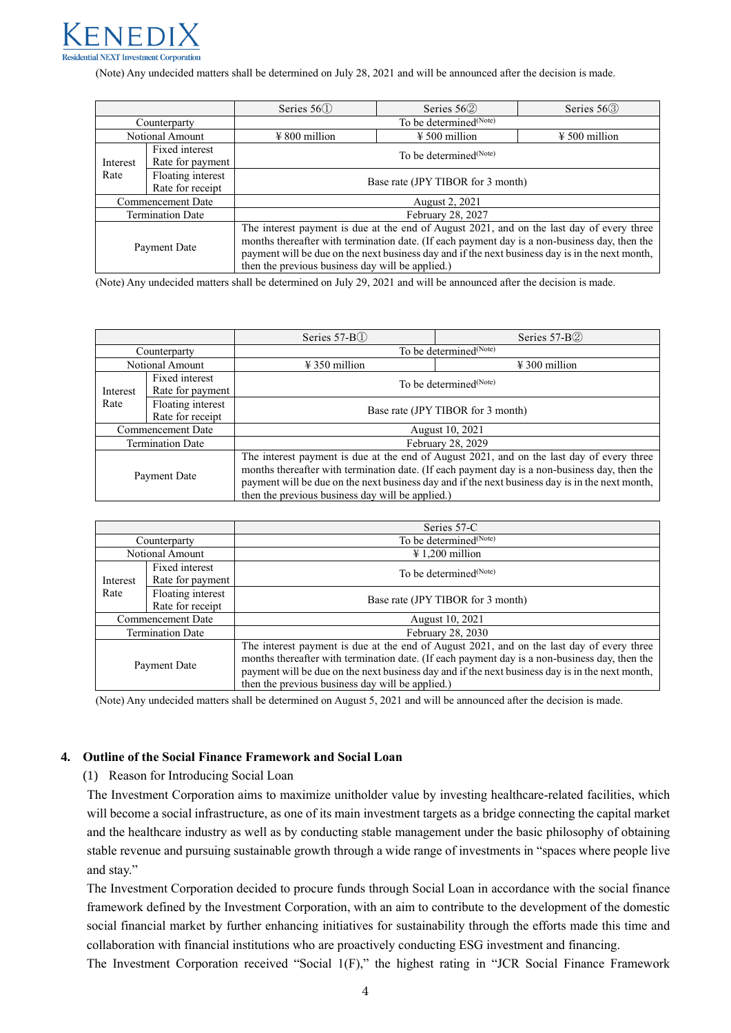(Note) Any undecided matters shall be determined on July 28, 2021 and will be announced after the decision is made.

| | | Series 56① | Series 56② | Series 56③ |
|---|---|---|---|---|
| Counterparty | | To be determined(Note) | | |
| Notional Amount | | ¥ 800 million | ¥ 500 million | ¥ 500 million |
| Interest Rate | Fixed interest Rate for payment | To be determined(Note) | | |
| | Floating interest Rate for receipt | Base rate (JPY TIBOR for 3 month) | | |
| Commencement Date | | August 2, 2021 | | |
| Termination Date | | February 28, 2027 | | |
| Payment Date | | The interest payment is due at the end of August 2021, and on the last day of every three months thereafter with termination date. (If each payment day is a non-business day, then the payment will be due on the next business day and if the next business day is in the next month, then the previous business day will be applied.) | | |

(Note) Any undecided matters shall be determined on July 29, 2021 and will be announced after the decision is made.

| | | Series 57-B① | Series 57-B② |
|---|---|---|---|
| Counterparty | | To be determined(Note) | |
| Notional Amount | | ¥ 350 million | ¥ 300 million |
| Interest Rate | Fixed interest Rate for payment | To be determined(Note) | |
| | Floating interest Rate for receipt | Base rate (JPY TIBOR for 3 month) | |
| Commencement Date | | August 10, 2021 | |
| Termination Date | | February 28, 2029 | |
| Payment Date | | The interest payment is due at the end of August 2021, and on the last day of every three months thereafter with termination date. (If each payment day is a non-business day, then the payment will be due on the next business day and if the next business day is in the next month, then the previous business day will be applied.) | |

| | | Series 57-C |
|---|---|---|
| Counterparty | | To be determined(Note) |
| Notional Amount | | ¥ 1,200 million |
| Interest Rate | Fixed interest Rate for payment | To be determined(Note) |
| | Floating interest Rate for receipt | Base rate (JPY TIBOR for 3 month) |
| Commencement Date | | August 10, 2021 |
| Termination Date | | February 28, 2030 |
| Payment Date | | The interest payment is due at the end of August 2021, and on the last day of every three months thereafter with termination date. (If each payment day is a non-business day, then the payment will be due on the next business day and if the next business day is in the next month, then the previous business day will be applied.) |

(Note) Any undecided matters shall be determined on August 5, 2021 and will be announced after the decision is made.

## 4. Outline of the Social Finance Framework and Social Loan

(1) Reason for Introducing Social Loan

The Investment Corporation aims to maximize unitholder value by investing healthcare-related facilities, which will become a social infrastructure, as one of its main investment targets as a bridge connecting the capital market and the healthcare industry as well as by conducting stable management under the basic philosophy of obtaining stable revenue and pursuing sustainable growth through a wide range of investments in "spaces where people live and stay."

The Investment Corporation decided to procure funds through Social Loan in accordance with the social finance framework defined by the Investment Corporation, with an aim to contribute to the development of the domestic social financial market by further enhancing initiatives for sustainability through the efforts made this time and collaboration with financial institutions who are proactively conducting ESG investment and financing.

The Investment Corporation received "Social 1(F)," the highest rating in "JCR Social Finance Framework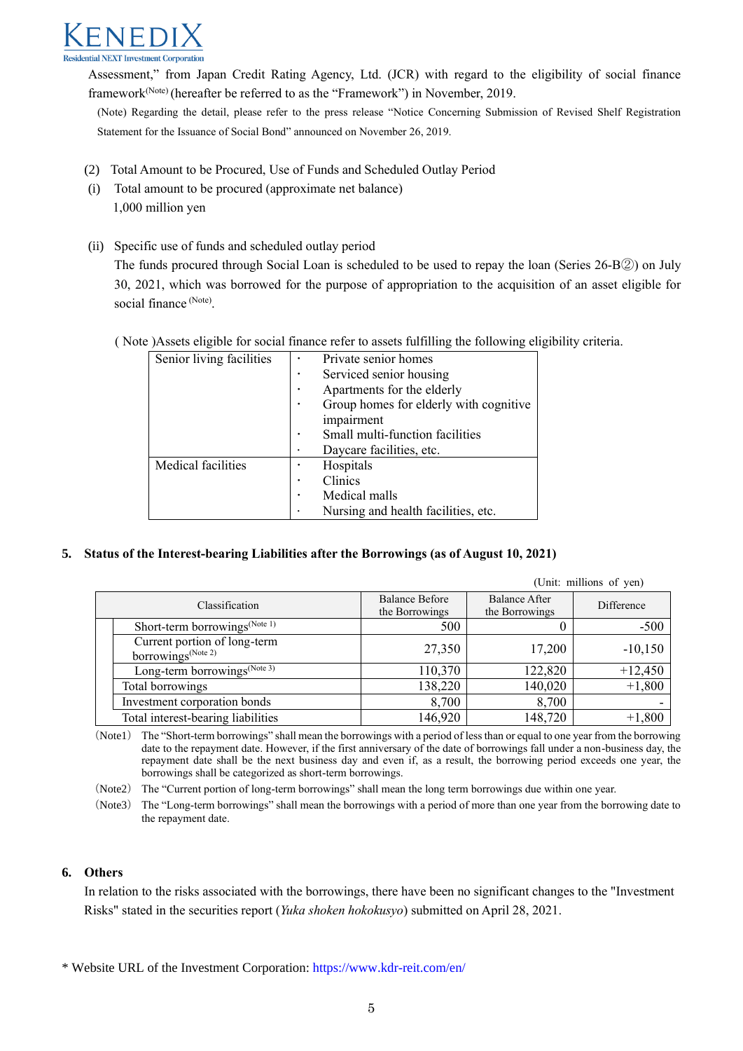Assessment," from Japan Credit Rating Agency, Ltd. (JCR) with regard to the eligibility of social finance framework(Note) (hereafter be referred to as the "Framework") in November, 2019.

(Note) Regarding the detail, please refer to the press release "Notice Concerning Submission of Revised Shelf Registration Statement for the Issuance of Social Bond" announced on November 26, 2019.

(2) Total Amount to be Procured, Use of Funds and Scheduled Outlay Period

(i) Total amount to be procured (approximate net balance)

1,000 million yen

(ii) Specific use of funds and scheduled outlay period

The funds procured through Social Loan is scheduled to be used to repay the loan (Series 26-B②) on July 30, 2021, which was borrowed for the purpose of appropriation to the acquisition of an asset eligible for social finance (Note).

( Note )Assets eligible for social finance refer to assets fulfilling the following eligibility criteria.

| Senior living facilities | ・ Private senior homes<br>・ Serviced senior housing<br>・ Apartments for the elderly<br>・ Group homes for elderly with cognitive impairment<br>・ Small multi-function facilities<br>・ Daycare facilities, etc. |
|---|---|
| Medical facilities | ・ Hospitals<br>・ Clinics<br>・ Medical malls<br>・ Nursing and health facilities, etc. |

**5. Status of the Interest-bearing Liabilities after the Borrowings (as of August 10, 2021)**

(Unit: millions of yen)

| Classification | Balance Before the Borrowings | Balance After the Borrowings | Difference |
|---|---|---|---|
| Short-term borrowings(Note 1) | 500 | 0 | -500 |
| Current portion of long-term borrowings(Note 2) | 27,350 | 17,200 | -10,150 |
| Long-term borrowings(Note 3) | 110,370 | 122,820 | +12,450 |
| Total borrowings | 138,220 | 140,020 | +1,800 |
| Investment corporation bonds | 8,700 | 8,700 | - |
| Total interest-bearing liabilities | 146,920 | 148,720 | +1,800 |

(Note1) The "Short-term borrowings" shall mean the borrowings with a period of less than or equal to one year from the borrowing date to the repayment date. However, if the first anniversary of the date of borrowings fall under a non-business day, the repayment date shall be the next business day and even if, as a result, the borrowing period exceeds one year, the borrowings shall be categorized as short-term borrowings.

(Note2) The "Current portion of long-term borrowings" shall mean the long term borrowings due within one year.

(Note3) The "Long-term borrowings" shall mean the borrowings with a period of more than one year from the borrowing date to the repayment date.

**6. Others**

In relation to the risks associated with the borrowings, there have been no significant changes to the "Investment Risks" stated in the securities report (*Yuka shoken hokokusyo*) submitted on April 28, 2021.

\* Website URL of the Investment Corporation: https://www.kdr-reit.com/en/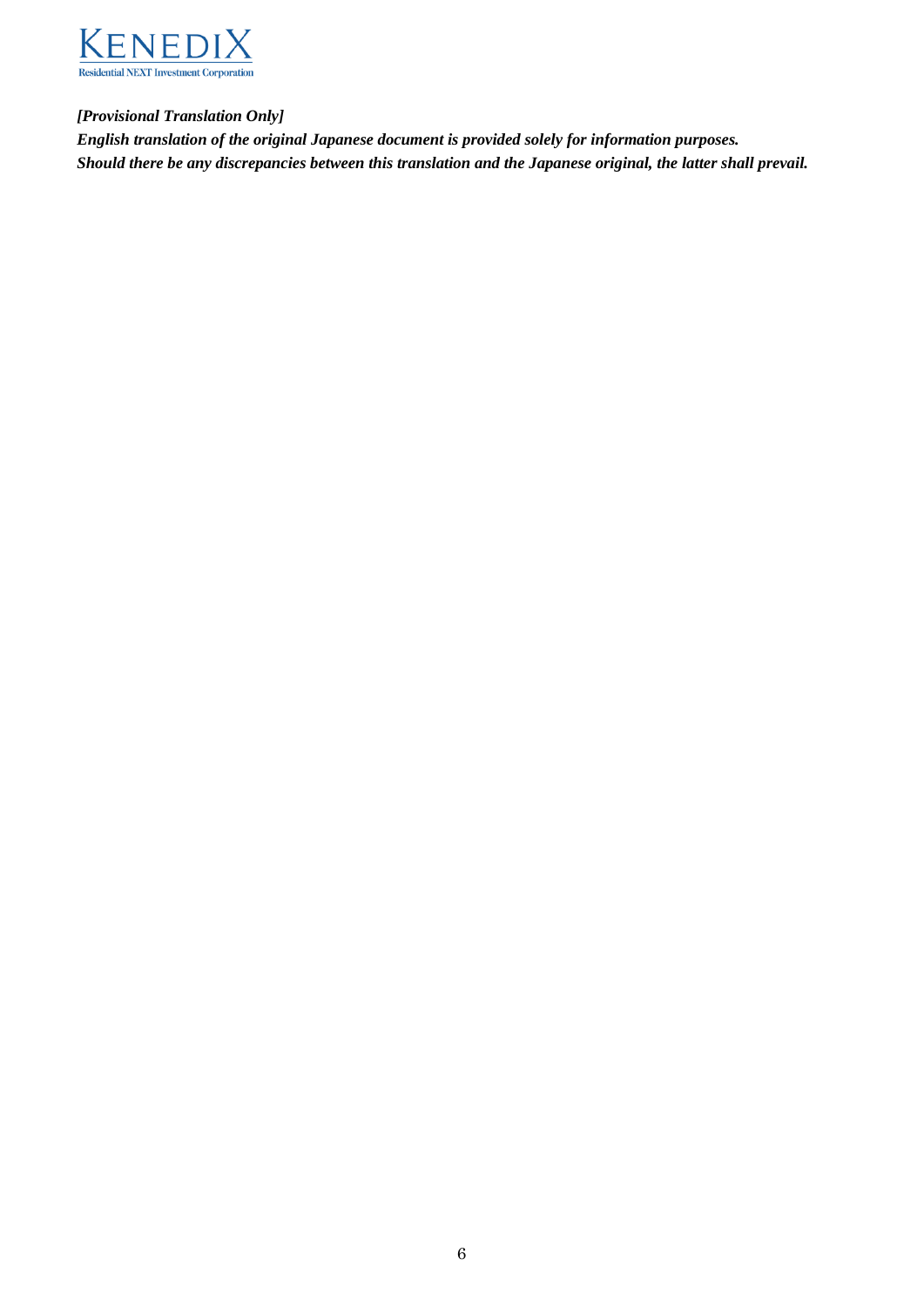*[Provisional Translation Only]*

***English translation of the original Japanese document is provided solely for information purposes.***
***Should there be any discrepancies between this translation and the Japanese original, the latter shall prevail.***